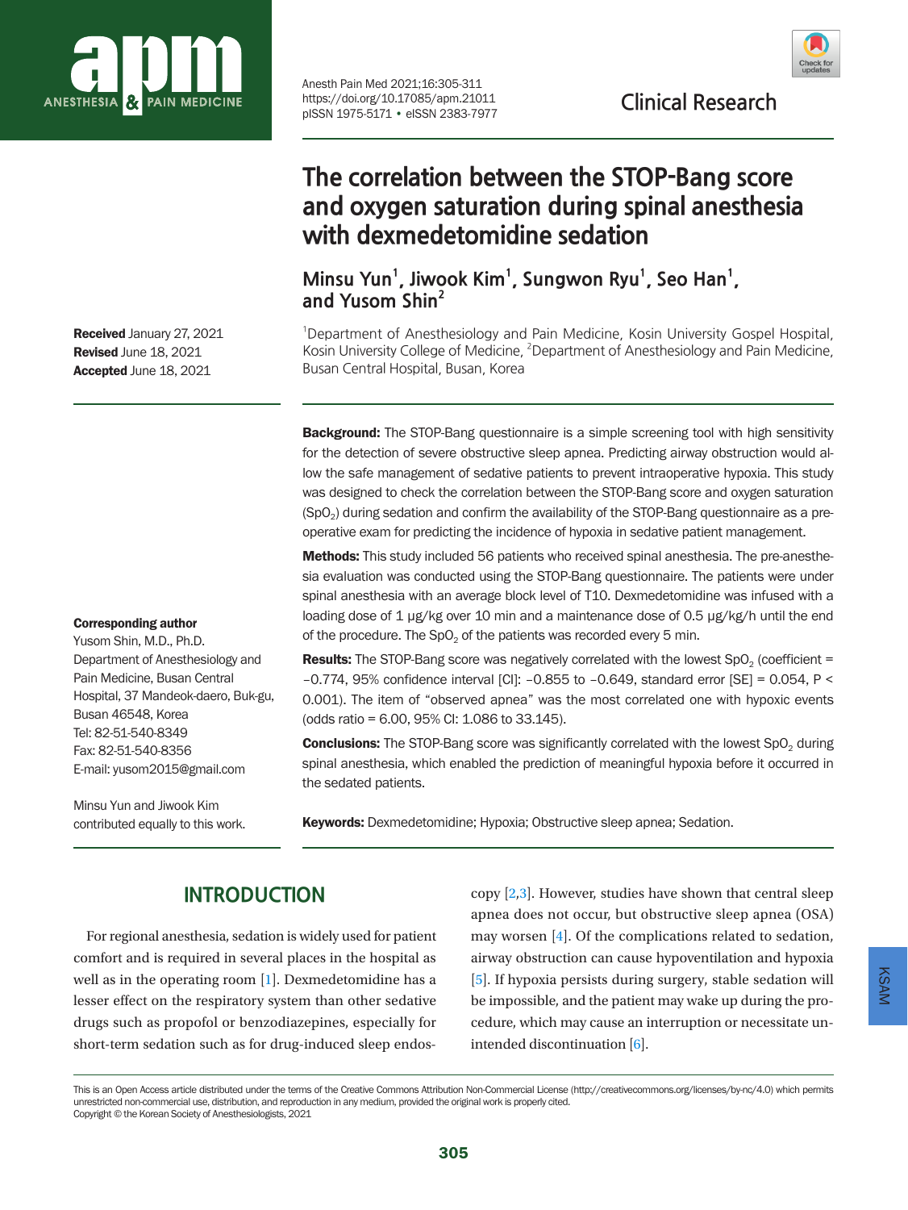Clinical Research

# The correlation between the STOP-Bang score and oxygen saturation during spinal anesthesia with dexmedetomidine sedation

**Minsu Yun[1], Jiwook Kim[1], Sungwon Ryu[1], Seo Han[1], and Yusom Shin[2]**

[1]Department of Anesthesiology and Pain Medicine, Kosin University Gospel Hospital, Kosin University College of Medicine, [2]Department of Anesthesiology and Pain Medicine, Busan Central Hospital, Busan, Korea

**Received** January 27, 2021
**Revised** June 18, 2021
**Accepted** June 18, 2021

**Corresponding author**
Yusom Shin, M.D., Ph.D.
Department of Anesthesiology and Pain Medicine, Busan Central Hospital, 37 Mandeok-daero, Buk-gu, Busan 46548, Korea
Tel: 82-51-540-8349
Fax: 82-51-540-8356
E-mail: yusom2015@gmail.com

Minsu Yun and Jiwook Kim contributed equally to this work.

**Background:** The STOP-Bang questionnaire is a simple screening tool with high sensitivity for the detection of severe obstructive sleep apnea. Predicting airway obstruction would allow the safe management of sedative patients to prevent intraoperative hypoxia. This study was designed to check the correlation between the STOP-Bang score and oxygen saturation ($SpO_2$) during sedation and confirm the availability of the STOP-Bang questionnaire as a preoperative exam for predicting the incidence of hypoxia in sedative patient management.

**Methods:** This study included 56 patients who received spinal anesthesia. The pre-anesthesia evaluation was conducted using the STOP-Bang questionnaire. The patients were under spinal anesthesia with an average block level of T10. Dexmedetomidine was infused with a loading dose of 1 μg/kg over 10 min and a maintenance dose of 0.5 μg/kg/h until the end of the procedure. The $SpO_2$ of the patients was recorded every 5 min.

**Results:** The STOP-Bang score was negatively correlated with the lowest $SpO_2$ (coefficient = −0.774, 95% confidence interval [CI]: −0.855 to −0.649, standard error [SE] = 0.054, $P < 0.001$). The item of “observed apnea” was the most correlated one with hypoxic events (odds ratio = 6.00, 95% CI: 1.086 to 33.145).

**Conclusions:** The STOP-Bang score was significantly correlated with the lowest $SpO_2$ during spinal anesthesia, which enabled the prediction of meaningful hypoxia before it occurred in the sedated patients.

**Keywords:** Dexmedetomidine; Hypoxia; Obstructive sleep apnea; Sedation.

## INTRODUCTION

For regional anesthesia, sedation is widely used for patient comfort and is required in several places in the hospital as well as in the operating room [1]. Dexmedetomidine has a lesser effect on the respiratory system than other sedative drugs such as propofol or benzodiazepines, especially for short-term sedation such as for drug-induced sleep endoscopy [2,3]. However, studies have shown that central sleep apnea does not occur, but obstructive sleep apnea (OSA) may worsen [4]. Of the complications related to sedation, airway obstruction can cause hypoventilation and hypoxia [5]. If hypoxia persists during surgery, stable sedation will be impossible, and the patient may wake up during the procedure, which may cause an interruption or necessitate unintended discontinuation [6].

This is an Open Access article distributed under the terms of the Creative Commons Attribution Non-Commercial License (http://creativecommons.org/licenses/by-nc/4.0) which permits unrestricted non-commercial use, distribution, and reproduction in any medium, provided the original work is properly cited.
Copyright © the Korean Society of Anesthesiologists, 2021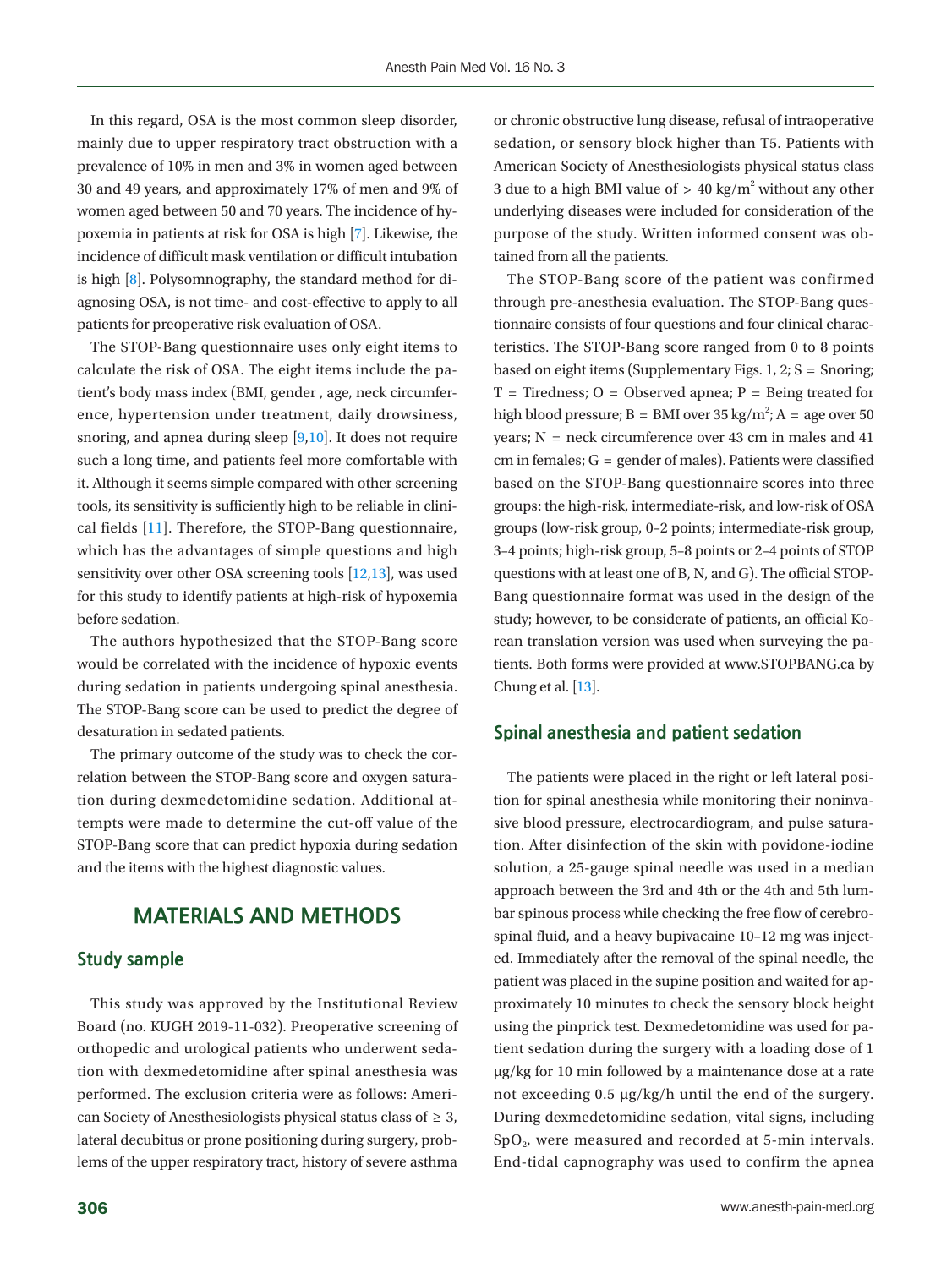In this regard, OSA is the most common sleep disorder, mainly due to upper respiratory tract obstruction with a prevalence of 10% in men and 3% in women aged between 30 and 49 years, and approximately 17% of men and 9% of women aged between 50 and 70 years. The incidence of hypoxemia in patients at risk for OSA is high [7]. Likewise, the incidence of difficult mask ventilation or difficult intubation is high [8]. Polysomnography, the standard method for diagnosing OSA, is not time- and cost-effective to apply to all patients for preoperative risk evaluation of OSA.

The STOP-Bang questionnaire uses only eight items to calculate the risk of OSA. The eight items include the patient's body mass index (BMI, gender , age, neck circumference, hypertension under treatment, daily drowsiness, snoring, and apnea during sleep [9,10]. It does not require such a long time, and patients feel more comfortable with it. Although it seems simple compared with other screening tools, its sensitivity is sufficiently high to be reliable in clinical fields [11]. Therefore, the STOP-Bang questionnaire, which has the advantages of simple questions and high sensitivity over other OSA screening tools [12,13], was used for this study to identify patients at high-risk of hypoxemia before sedation.

The authors hypothesized that the STOP-Bang score would be correlated with the incidence of hypoxic events during sedation in patients undergoing spinal anesthesia. The STOP-Bang score can be used to predict the degree of desaturation in sedated patients.

The primary outcome of the study was to check the correlation between the STOP-Bang score and oxygen saturation during dexmedetomidine sedation. Additional attempts were made to determine the cut-off value of the STOP-Bang score that can predict hypoxia during sedation and the items with the highest diagnostic values.

# MATERIALS AND METHODS

## Study sample

This study was approved by the Institutional Review Board (no. KUGH 2019-11-032). Preoperative screening of orthopedic and urological patients who underwent sedation with dexmedetomidine after spinal anesthesia was performed. The exclusion criteria were as follows: American Society of Anesthesiologists physical status class of ≥ 3, lateral decubitus or prone positioning during surgery, problems of the upper respiratory tract, history of severe asthma or chronic obstructive lung disease, refusal of intraoperative sedation, or sensory block higher than T5. Patients with American Society of Anesthesiologists physical status class 3 due to a high BMI value of > 40 kg/m$^2$ without any other underlying diseases were included for consideration of the purpose of the study. Written informed consent was obtained from all the patients.

The STOP-Bang score of the patient was confirmed through pre-anesthesia evaluation. The STOP-Bang questionnaire consists of four questions and four clinical characteristics. The STOP-Bang score ranged from 0 to 8 points based on eight items (Supplementary Figs. 1, 2; S = Snoring; T = Tiredness; O = Observed apnea; P = Being treated for high blood pressure; B = BMI over 35 kg/m$^2$; A = age over 50 years; N = neck circumference over 43 cm in males and 41 cm in females; G = gender of males). Patients were classified based on the STOP-Bang questionnaire scores into three groups: the high-risk, intermediate-risk, and low-risk of OSA groups (low-risk group, 0–2 points; intermediate-risk group, 3–4 points; high-risk group, 5–8 points or 2–4 points of STOP questions with at least one of B, N, and G). The official STOP-Bang questionnaire format was used in the design of the study; however, to be considerate of patients, an official Korean translation version was used when surveying the patients. Both forms were provided at www.STOPBANG.ca by Chung et al. [13].

## Spinal anesthesia and patient sedation

The patients were placed in the right or left lateral position for spinal anesthesia while monitoring their noninvasive blood pressure, electrocardiogram, and pulse saturation. After disinfection of the skin with povidone-iodine solution, a 25-gauge spinal needle was used in a median approach between the 3rd and 4th or the 4th and 5th lumbar spinous process while checking the free flow of cerebrospinal fluid, and a heavy bupivacaine 10–12 mg was injected. Immediately after the removal of the spinal needle, the patient was placed in the supine position and waited for approximately 10 minutes to check the sensory block height using the pinprick test. Dexmedetomidine was used for patient sedation during the surgery with a loading dose of 1 μg/kg for 10 min followed by a maintenance dose at a rate not exceeding 0.5 μg/kg/h until the end of the surgery. During dexmedetomidine sedation, vital signs, including $SpO_2$, were measured and recorded at 5-min intervals. End-tidal capnography was used to confirm the apnea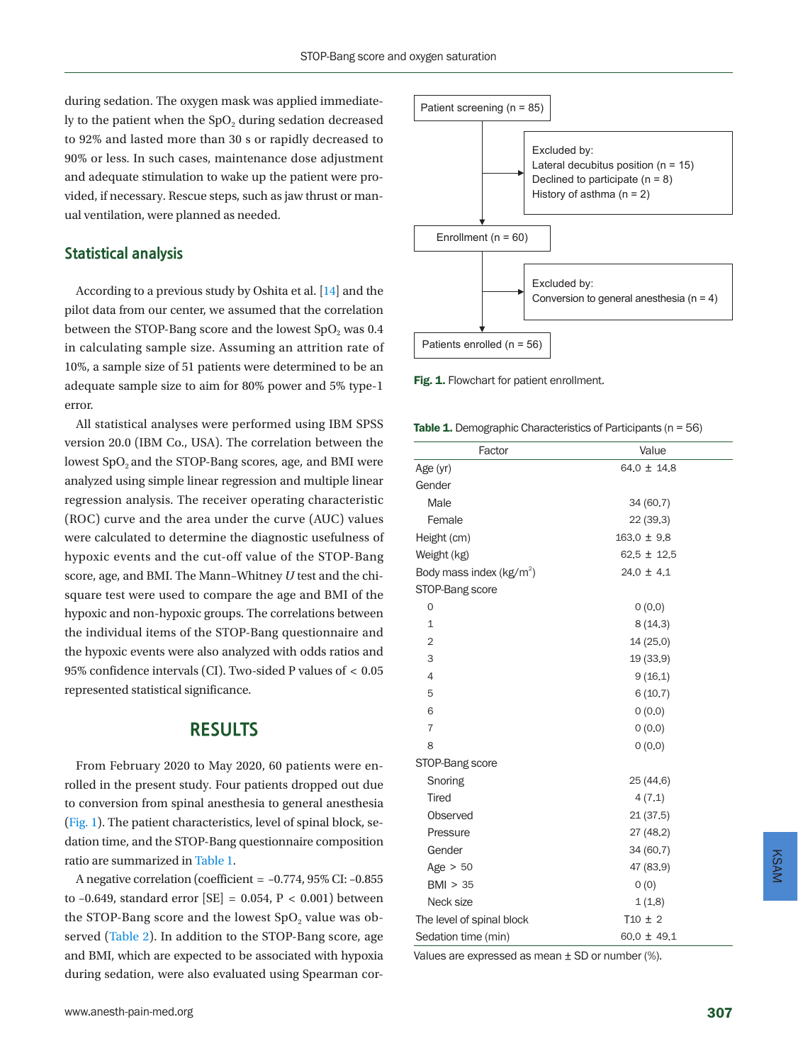during sedation. The oxygen mask was applied immediately to the patient when the $SpO_2$ during sedation decreased to 92% and lasted more than 30 s or rapidly decreased to 90% or less. In such cases, maintenance dose adjustment and adequate stimulation to wake up the patient were provided, if necessary. Rescue steps, such as jaw thrust or manual ventilation, were planned as needed.

## Statistical analysis

According to a previous study by Oshita et al. [14] and the pilot data from our center, we assumed that the correlation between the STOP-Bang score and the lowest $SpO_2$ was 0.4 in calculating sample size. Assuming an attrition rate of 10%, a sample size of 51 patients were determined to be an adequate sample size to aim for 80% power and 5% type-1 error.

All statistical analyses were performed using IBM SPSS version 20.0 (IBM Co., USA). The correlation between the lowest $SpO_2$ and the STOP-Bang scores, age, and BMI were analyzed using simple linear regression and multiple linear regression analysis. The receiver operating characteristic (ROC) curve and the area under the curve (AUC) values were calculated to determine the diagnostic usefulness of hypoxic events and the cut-off value of the STOP-Bang score, age, and BMI. The Mann–Whitney *U* test and the chi-square test were used to compare the age and BMI of the hypoxic and non-hypoxic groups. The correlations between the individual items of the STOP-Bang questionnaire and the hypoxic events were also analyzed with odds ratios and 95% confidence intervals (CI). Two-sided P values of < 0.05 represented statistical significance.

# RESULTS

From February 2020 to May 2020, 60 patients were enrolled in the present study. Four patients dropped out due to conversion from spinal anesthesia to general anesthesia (Fig. 1). The patient characteristics, level of spinal block, sedation time, and the STOP-Bang questionnaire composition ratio are summarized in Table 1.

A negative correlation (coefficient = –0.774, 95% CI: –0.855 to –0.649, standard error [SE] = 0.054, P < 0.001) between the STOP-Bang score and the lowest $SpO_2$ value was observed (Table 2). In addition to the STOP-Bang score, age and BMI, which are expected to be associated with hypoxia during sedation, were also evaluated using Spearman cor-

Patient screening (n = 85)
→ Excluded by: Lateral decubitus position (n = 15); Declined to participate (n = 8); History of asthma (n = 2)
Enrollment (n = 60)
→ Excluded by: Conversion to general anesthesia (n = 4)
Patients enrolled (n = 56)

**Fig. 1.** Flowchart for patient enrollment.

**Table 1.** Demographic Characteristics of Participants (n = 56)

| Factor | Value |
|---|---|
| Age (yr) | 64.0 ± 14.8 |
| Gender | |
| Male | 34 (60.7) |
| Female | 22 (39.3) |
| Height (cm) | 163.0 ± 9.8 |
| Weight (kg) | 62.5 ± 12.5 |
| Body mass index (kg/m$^2$) | 24.0 ± 4.1 |
| STOP-Bang score | |
| 0 | 0 (0.0) |
| 1 | 8 (14.3) |
| 2 | 14 (25.0) |
| 3 | 19 (33.9) |
| 4 | 9 (16.1) |
| 5 | 6 (10.7) |
| 6 | 0 (0.0) |
| 7 | 0 (0.0) |
| 8 | 0 (0.0) |
| STOP-Bang score | |
| Snoring | 25 (44.6) |
| Tired | 4 (7.1) |
| Observed | 21 (37.5) |
| Pressure | 27 (48.2) |
| Gender | 34 (60.7) |
| Age > 50 | 47 (83.9) |
| BMI > 35 | 0 (0) |
| Neck size | 1 (1.8) |
| The level of spinal block | T10 ± 2 |
| Sedation time (min) | 60.0 ± 49.1 |

Values are expressed as mean ± SD or number (%).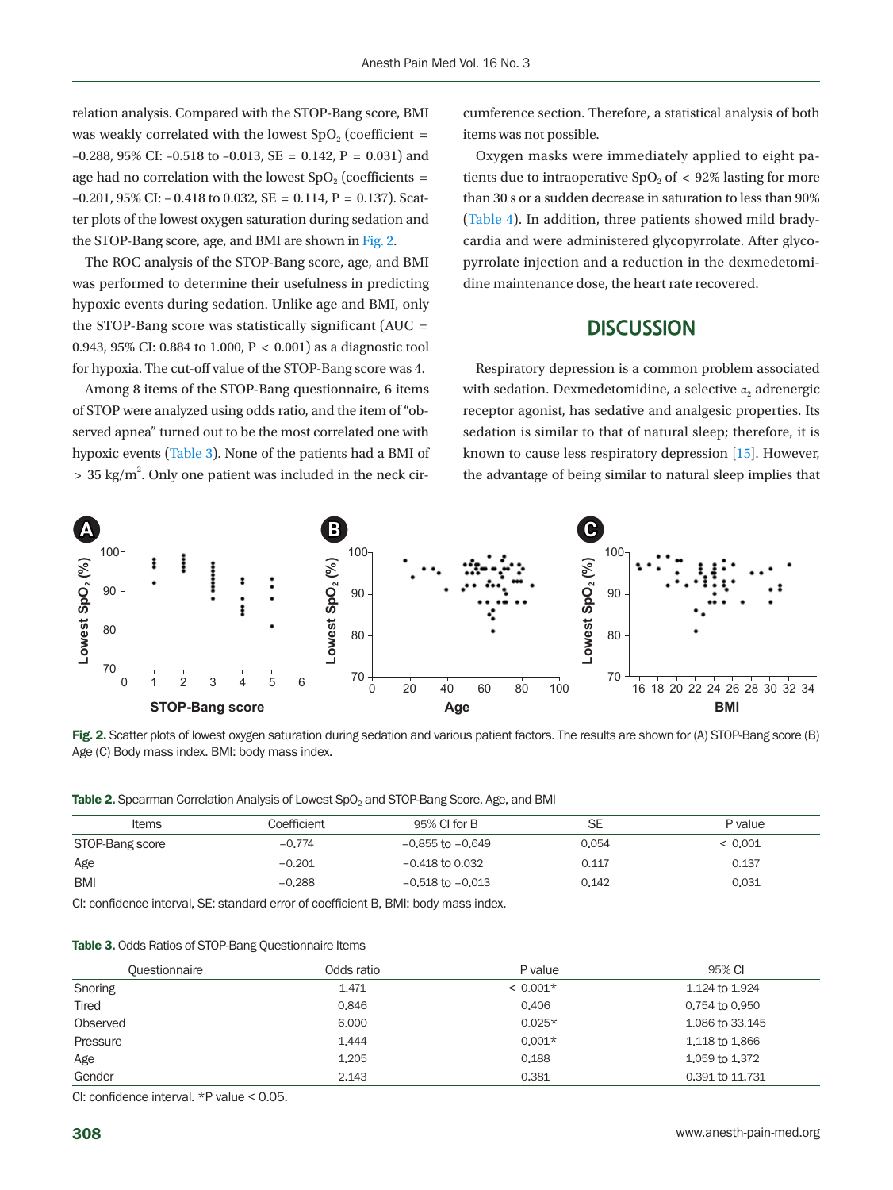relation analysis. Compared with the STOP-Bang score, BMI was weakly correlated with the lowest $SpO_2$ (coefficient = –0.288, 95% CI: –0.518 to –0.013, SE = 0.142, P = 0.031) and age had no correlation with the lowest $SpO_2$ (coefficients = –0.201, 95% CI: – 0.418 to 0.032, SE = 0.114, P = 0.137). Scatter plots of the lowest oxygen saturation during sedation and the STOP-Bang score, age, and BMI are shown in Fig. 2.

The ROC analysis of the STOP-Bang score, age, and BMI was performed to determine their usefulness in predicting hypoxic events during sedation. Unlike age and BMI, only the STOP-Bang score was statistically significant (AUC = 0.943, 95% CI: 0.884 to 1.000, P < 0.001) as a diagnostic tool for hypoxia. The cut-off value of the STOP-Bang score was 4.

Among 8 items of the STOP-Bang questionnaire, 6 items of STOP were analyzed using odds ratio, and the item of "observed apnea" turned out to be the most correlated one with hypoxic events (Table 3). None of the patients had a BMI of > 35 $kg/m^2$. Only one patient was included in the neck circumference section. Therefore, a statistical analysis of both items was not possible.

Oxygen masks were immediately applied to eight patients due to intraoperative $SpO_2$ of < 92% lasting for more than 30 s or a sudden decrease in saturation to less than 90% (Table 4). In addition, three patients showed mild bradycardia and were administered glycopyrrolate. After glycopyrrolate injection and a reduction in the dexmedetomidine maintenance dose, the heart rate recovered.

## DISCUSSION

Respiratory depression is a common problem associated with sedation. Dexmedetomidine, a selective $\alpha_2$ adrenergic receptor agonist, has sedative and analgesic properties. Its sedation is similar to that of natural sleep; therefore, it is known to cause less respiratory depression [15]. However, the advantage of being similar to natural sleep implies that

**Fig. 2.** Scatter plots of lowest oxygen saturation during sedation and various patient factors. The results are shown for (A) STOP-Bang score (B) Age (C) Body mass index. BMI: body mass index.

**Table 2.** Spearman Correlation Analysis of Lowest $SpO_2$ and STOP-Bang Score, Age, and BMI

| Items | Coefficient | 95% CI for B | SE | P value |
|---|---|---|---|---|
| STOP-Bang score | −0.774 | −0.855 to −0.649 | 0.054 | < 0.001 |
| Age | −0.201 | −0.418 to 0.032 | 0.117 | 0.137 |
| BMI | −0.288 | −0.518 to −0.013 | 0.142 | 0.031 |

CI: confidence interval, SE: standard error of coefficient B, BMI: body mass index.

**Table 3.** Odds Ratios of STOP-Bang Questionnaire Items

| Questionnaire | Odds ratio | P value | 95% CI |
|---|---|---|---|
| Snoring | 1.471 | < 0.001* | 1.124 to 1.924 |
| Tired | 0.846 | 0.406 | 0.754 to 0.950 |
| Observed | 6.000 | 0.025* | 1.086 to 33.145 |
| Pressure | 1.444 | 0.001* | 1.118 to 1.866 |
| Age | 1.205 | 0.188 | 1.059 to 1.372 |
| Gender | 2.143 | 0.381 | 0.391 to 11.731 |

CI: confidence interval. *P value < 0.05.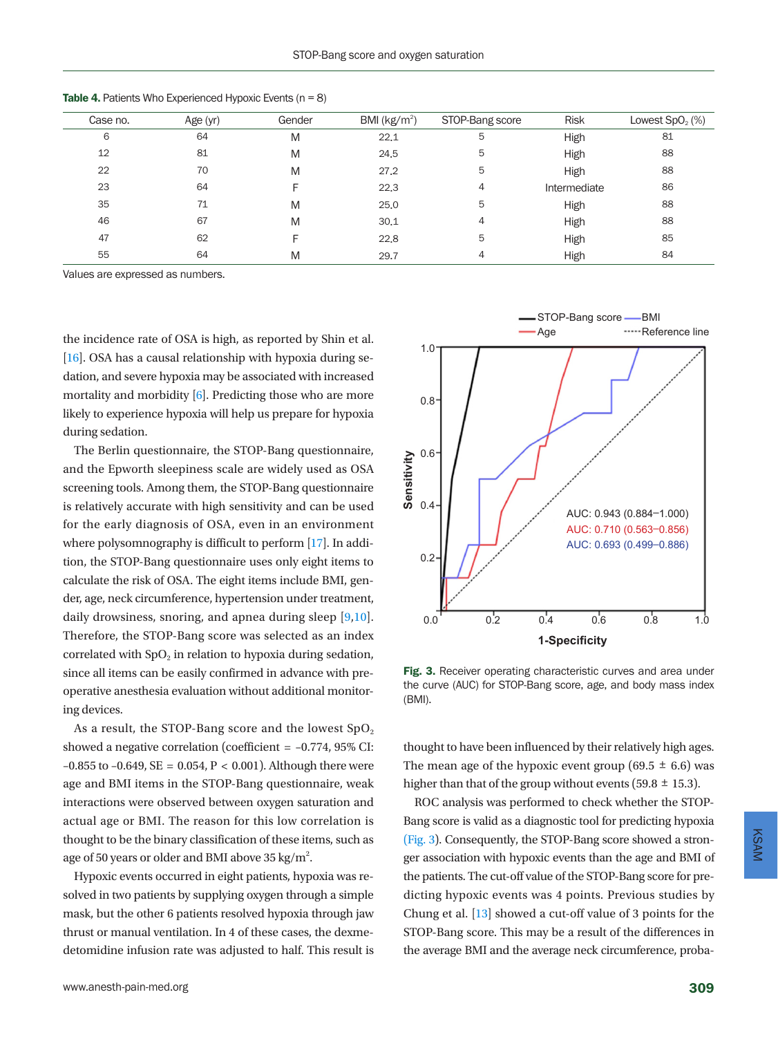**Table 4.** Patients Who Experienced Hypoxic Events (n = 8)

| Case no. | Age (yr) | Gender | BMI ($kg/m^2$) | STOP-Bang score | Risk | Lowest $SpO_2$ (%) |
|---|---|---|---|---|---|---|
| 6 | 64 | M | 22.1 | 5 | High | 81 |
| 12 | 81 | M | 24.5 | 5 | High | 88 |
| 22 | 70 | M | 27.2 | 5 | High | 88 |
| 23 | 64 | F | 22.3 | 4 | Intermediate | 86 |
| 35 | 71 | M | 25.0 | 5 | High | 88 |
| 46 | 67 | M | 30.1 | 4 | High | 88 |
| 47 | 62 | F | 22.8 | 5 | High | 85 |
| 55 | 64 | M | 29.7 | 4 | High | 84 |

Values are expressed as numbers.

the incidence rate of OSA is high, as reported by Shin et al. [16]. OSA has a causal relationship with hypoxia during sedation, and severe hypoxia may be associated with increased mortality and morbidity [6]. Predicting those who are more likely to experience hypoxia will help us prepare for hypoxia during sedation.

The Berlin questionnaire, the STOP-Bang questionnaire, and the Epworth sleepiness scale are widely used as OSA screening tools. Among them, the STOP-Bang questionnaire is relatively accurate with high sensitivity and can be used for the early diagnosis of OSA, even in an environment where polysomnography is difficult to perform [17]. In addition, the STOP-Bang questionnaire uses only eight items to calculate the risk of OSA. The eight items include BMI, gender, age, neck circumference, hypertension under treatment, daily drowsiness, snoring, and apnea during sleep [9,10]. Therefore, the STOP-Bang score was selected as an index correlated with $SpO_2$ in relation to hypoxia during sedation, since all items can be easily confirmed in advance with preoperative anesthesia evaluation without additional monitoring devices.

As a result, the STOP-Bang score and the lowest $SpO_2$ showed a negative correlation (coefficient = –0.774, 95% CI: –0.855 to –0.649, SE = 0.054, P < 0.001). Although there were age and BMI items in the STOP-Bang questionnaire, weak interactions were observed between oxygen saturation and actual age or BMI. The reason for this low correlation is thought to be the binary classification of these items, such as age of 50 years or older and BMI above 35 $kg/m^2$.

Hypoxic events occurred in eight patients, hypoxia was resolved in two patients by supplying oxygen through a simple mask, but the other 6 patients resolved hypoxia through jaw thrust or manual ventilation. In 4 of these cases, the dexmedetomidine infusion rate was adjusted to half. This result is thought to have been influenced by their relatively high ages. The mean age of the hypoxic event group (69.5 ± 6.6) was higher than that of the group without events (59.8 ± 15.3).

**Fig. 3.** Receiver operating characteristic curves and area under the curve (AUC) for STOP-Bang score, age, and body mass index (BMI).

ROC analysis was performed to check whether the STOP-Bang score is valid as a diagnostic tool for predicting hypoxia (Fig. 3). Consequently, the STOP-Bang score showed a stronger association with hypoxic events than the age and BMI of the patients. The cut-off value of the STOP-Bang score for predicting hypoxic events was 4 points. Previous studies by Chung et al. [13] showed a cut-off value of 3 points for the STOP-Bang score. This may be a result of the differences in the average BMI and the average neck circumference, proba-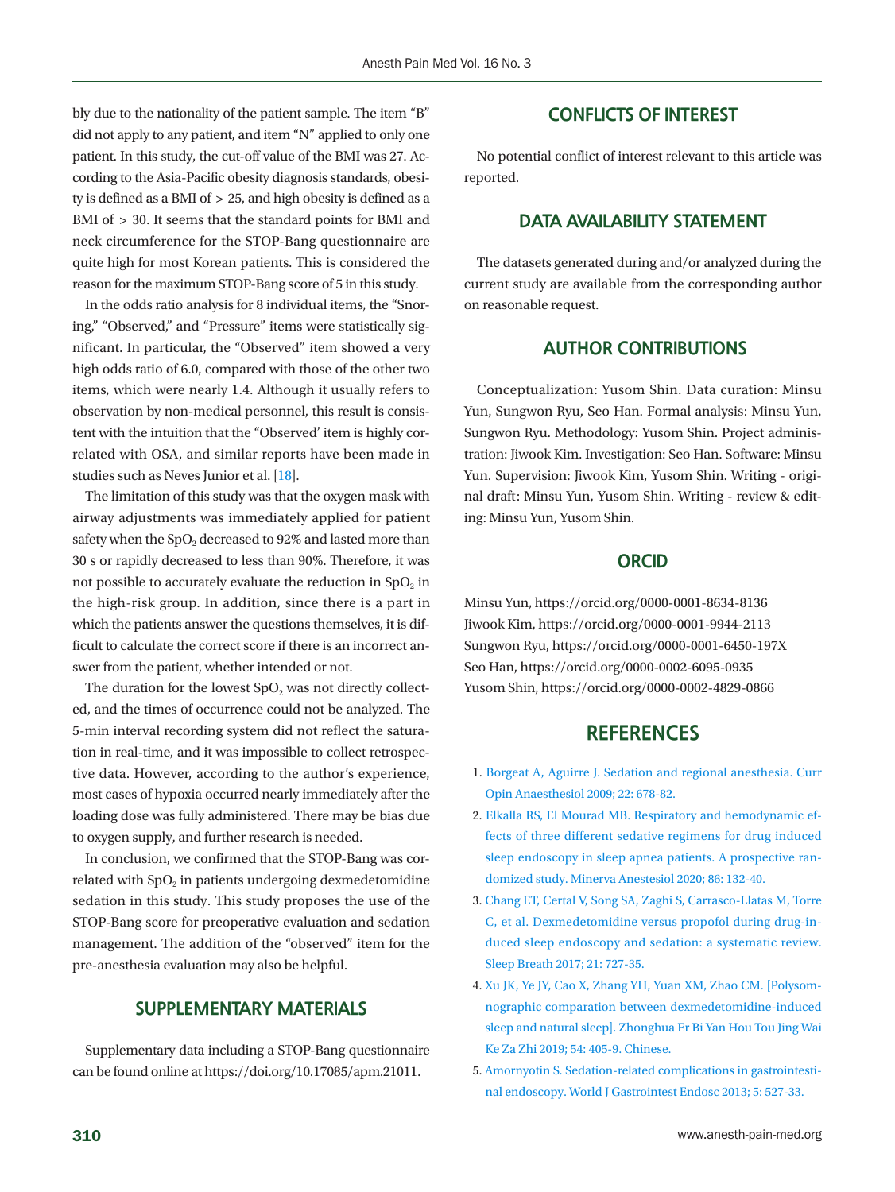bly due to the nationality of the patient sample. The item "B" did not apply to any patient, and item "N" applied to only one patient. In this study, the cut-off value of the BMI was 27. According to the Asia-Pacific obesity diagnosis standards, obesity is defined as a BMI of > 25, and high obesity is defined as a BMI of > 30. It seems that the standard points for BMI and neck circumference for the STOP-Bang questionnaire are quite high for most Korean patients. This is considered the reason for the maximum STOP-Bang score of 5 in this study.

In the odds ratio analysis for 8 individual items, the "Snoring," "Observed," and "Pressure" items were statistically significant. In particular, the "Observed" item showed a very high odds ratio of 6.0, compared with those of the other two items, which were nearly 1.4. Although it usually refers to observation by non-medical personnel, this result is consistent with the intuition that the "Observed' item is highly correlated with OSA, and similar reports have been made in studies such as Neves Junior et al. [18].

The limitation of this study was that the oxygen mask with airway adjustments was immediately applied for patient safety when the $SpO_2$ decreased to 92% and lasted more than 30 s or rapidly decreased to less than 90%. Therefore, it was not possible to accurately evaluate the reduction in $SpO_2$ in the high-risk group. In addition, since there is a part in which the patients answer the questions themselves, it is difficult to calculate the correct score if there is an incorrect answer from the patient, whether intended or not.

The duration for the lowest $SpO_2$ was not directly collected, and the times of occurrence could not be analyzed. The 5-min interval recording system did not reflect the saturation in real-time, and it was impossible to collect retrospective data. However, according to the author's experience, most cases of hypoxia occurred nearly immediately after the loading dose was fully administered. There may be bias due to oxygen supply, and further research is needed.

In conclusion, we confirmed that the STOP-Bang was correlated with $SpO_2$ in patients undergoing dexmedetomidine sedation in this study. This study proposes the use of the STOP-Bang score for preoperative evaluation and sedation management. The addition of the "observed" item for the pre-anesthesia evaluation may also be helpful.

## SUPPLEMENTARY MATERIALS

Supplementary data including a STOP-Bang questionnaire can be found online at https://doi.org/10.17085/apm.21011.

## CONFLICTS OF INTEREST

No potential conflict of interest relevant to this article was reported.

## DATA AVAILABILITY STATEMENT

The datasets generated during and/or analyzed during the current study are available from the corresponding author on reasonable request.

## AUTHOR CONTRIBUTIONS

Conceptualization: Yusom Shin. Data curation: Minsu Yun, Sungwon Ryu, Seo Han. Formal analysis: Minsu Yun, Sungwon Ryu. Methodology: Yusom Shin. Project administration: Jiwook Kim. Investigation: Seo Han. Software: Minsu Yun. Supervision: Jiwook Kim, Yusom Shin. Writing - original draft: Minsu Yun, Yusom Shin. Writing - review & editing: Minsu Yun, Yusom Shin.

## ORCID

Minsu Yun, https://orcid.org/0000-0001-8634-8136
Jiwook Kim, https://orcid.org/0000-0001-9944-2113
Sungwon Ryu, https://orcid.org/0000-0001-6450-197X
Seo Han, https://orcid.org/0000-0002-6095-0935
Yusom Shin, https://orcid.org/0000-0002-4829-0866

## REFERENCES

1. Borgeat A, Aguirre J. Sedation and regional anesthesia. Curr Opin Anaesthesiol 2009; 22: 678-82.
2. Elkalla RS, El Mourad MB. Respiratory and hemodynamic effects of three different sedative regimens for drug induced sleep endoscopy in sleep apnea patients. A prospective randomized study. Minerva Anestesiol 2020; 86: 132-40.
3. Chang ET, Certal V, Song SA, Zaghi S, Carrasco-Llatas M, Torre C, et al. Dexmedetomidine versus propofol during drug-induced sleep endoscopy and sedation: a systematic review. Sleep Breath 2017; 21: 727-35.
4. Xu JK, Ye JY, Cao X, Zhang YH, Yuan XM, Zhao CM. [Polysomnographic comparation between dexmedetomidine-induced sleep and natural sleep]. Zhonghua Er Bi Yan Hou Tou Jing Wai Ke Za Zhi 2019; 54: 405-9. Chinese.
5. Amornyotin S. Sedation-related complications in gastrointestinal endoscopy. World J Gastrointest Endosc 2013; 5: 527-33.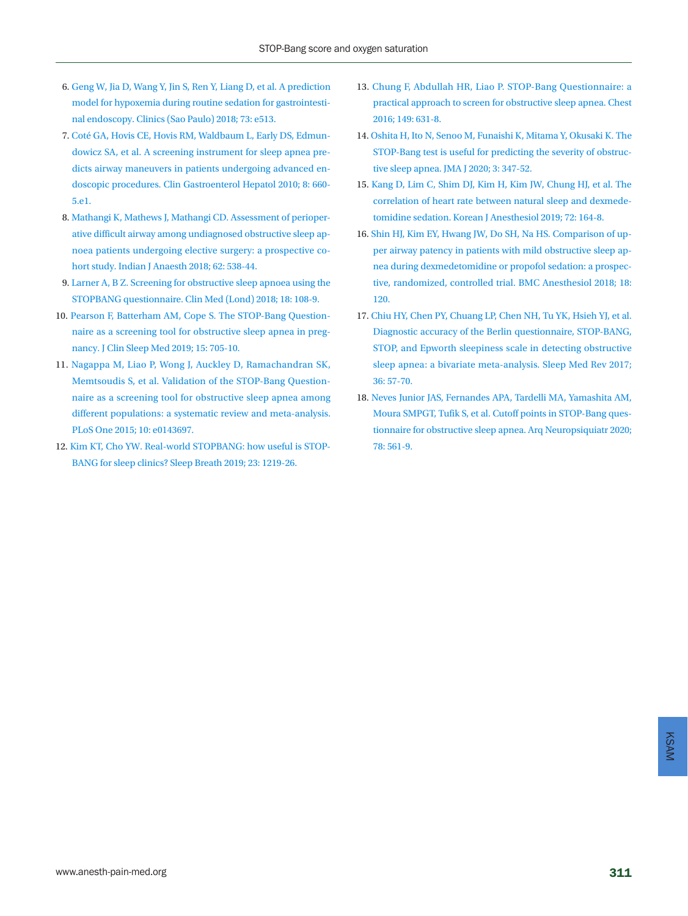6. Geng W, Jia D, Wang Y, Jin S, Ren Y, Liang D, et al. A prediction model for hypoxemia during routine sedation for gastrointestinal endoscopy. Clinics (Sao Paulo) 2018; 73: e513.
7. Coté GA, Hovis CE, Hovis RM, Waldbaum L, Early DS, Edmundowicz SA, et al. A screening instrument for sleep apnea predicts airway maneuvers in patients undergoing advanced endoscopic procedures. Clin Gastroenterol Hepatol 2010; 8: 660-5.e1.
8. Mathangi K, Mathews J, Mathangi CD. Assessment of perioperative difficult airway among undiagnosed obstructive sleep apnoea patients undergoing elective surgery: a prospective cohort study. Indian J Anaesth 2018; 62: 538-44.
9. Larner A, B Z. Screening for obstructive sleep apnoea using the STOPBANG questionnaire. Clin Med (Lond) 2018; 18: 108-9.
10. Pearson F, Batterham AM, Cope S. The STOP-Bang Questionnaire as a screening tool for obstructive sleep apnea in pregnancy. J Clin Sleep Med 2019; 15: 705-10.
11. Nagappa M, Liao P, Wong J, Auckley D, Ramachandran SK, Memtsoudis S, et al. Validation of the STOP-Bang Questionnaire as a screening tool for obstructive sleep apnea among different populations: a systematic review and meta-analysis. PLoS One 2015; 10: e0143697.
12. Kim KT, Cho YW. Real-world STOPBANG: how useful is STOP-BANG for sleep clinics? Sleep Breath 2019; 23: 1219-26.
13. Chung F, Abdullah HR, Liao P. STOP-Bang Questionnaire: a practical approach to screen for obstructive sleep apnea. Chest 2016; 149: 631-8.
14. Oshita H, Ito N, Senoo M, Funaishi K, Mitama Y, Okusaki K. The STOP-Bang test is useful for predicting the severity of obstructive sleep apnea. JMA J 2020; 3: 347-52.
15. Kang D, Lim C, Shim DJ, Kim H, Kim JW, Chung HJ, et al. The correlation of heart rate between natural sleep and dexmedetomidine sedation. Korean J Anesthesiol 2019; 72: 164-8.
16. Shin HJ, Kim EY, Hwang JW, Do SH, Na HS. Comparison of upper airway patency in patients with mild obstructive sleep apnea during dexmedetomidine or propofol sedation: a prospective, randomized, controlled trial. BMC Anesthesiol 2018; 18: 120.
17. Chiu HY, Chen PY, Chuang LP, Chen NH, Tu YK, Hsieh YJ, et al. Diagnostic accuracy of the Berlin questionnaire, STOP-BANG, STOP, and Epworth sleepiness scale in detecting obstructive sleep apnea: a bivariate meta-analysis. Sleep Med Rev 2017; 36: 57-70.
18. Neves Junior JAS, Fernandes APA, Tardelli MA, Yamashita AM, Moura SMPGT, Tufik S, et al. Cutoff points in STOP-Bang questionnaire for obstructive sleep apnea. Arq Neuropsiquiatr 2020; 78: 561-9.